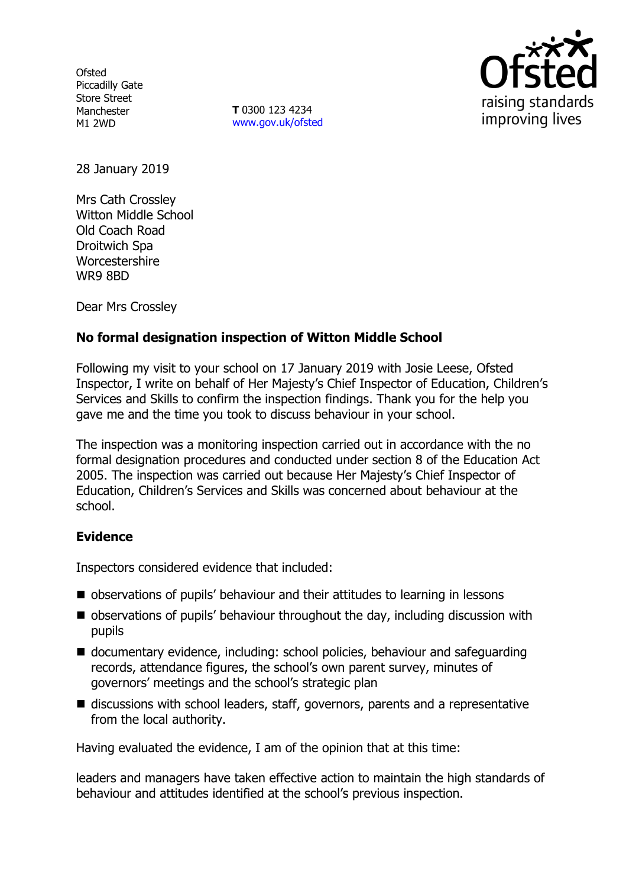Ofsted
Piccadilly Gate
Store Street
Manchester
M1 2WD

**T** 0300 123 4234
www.gov.uk/ofsted

28 January 2019

Mrs Cath Crossley
Witton Middle School
Old Coach Road
Droitwich Spa
Worcestershire
WR9 8BD

Dear Mrs Crossley

**No formal designation inspection of Witton Middle School**

Following my visit to your school on 17 January 2019 with Josie Leese, Ofsted Inspector, I write on behalf of Her Majesty's Chief Inspector of Education, Children's Services and Skills to confirm the inspection findings. Thank you for the help you gave me and the time you took to discuss behaviour in your school.

The inspection was a monitoring inspection carried out in accordance with the no formal designation procedures and conducted under section 8 of the Education Act 2005. The inspection was carried out because Her Majesty's Chief Inspector of Education, Children's Services and Skills was concerned about behaviour at the school.

**Evidence**

Inspectors considered evidence that included:

- observations of pupils' behaviour and their attitudes to learning in lessons
- observations of pupils' behaviour throughout the day, including discussion with pupils
- documentary evidence, including: school policies, behaviour and safeguarding records, attendance figures, the school's own parent survey, minutes of governors' meetings and the school's strategic plan
- discussions with school leaders, staff, governors, parents and a representative from the local authority.

Having evaluated the evidence, I am of the opinion that at this time:

leaders and managers have taken effective action to maintain the high standards of behaviour and attitudes identified at the school's previous inspection.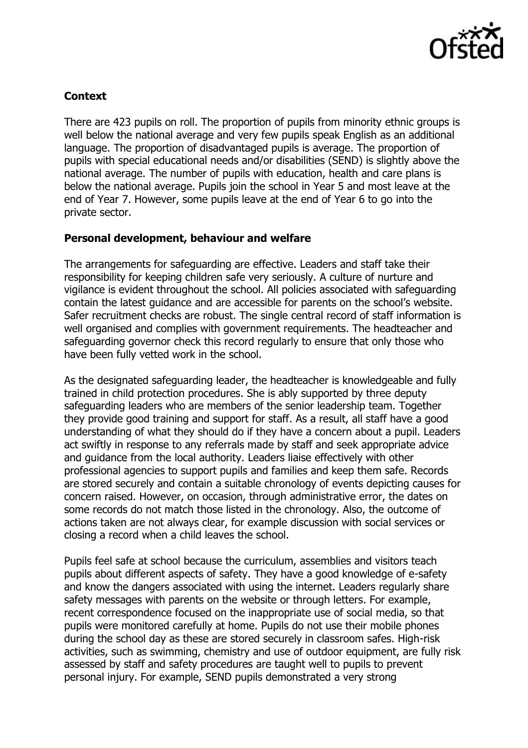### Context

There are 423 pupils on roll. The proportion of pupils from minority ethnic groups is well below the national average and very few pupils speak English as an additional language. The proportion of disadvantaged pupils is average. The proportion of pupils with special educational needs and/or disabilities (SEND) is slightly above the national average. The number of pupils with education, health and care plans is below the national average. Pupils join the school in Year 5 and most leave at the end of Year 7. However, some pupils leave at the end of Year 6 to go into the private sector.

### Personal development, behaviour and welfare

The arrangements for safeguarding are effective. Leaders and staff take their responsibility for keeping children safe very seriously. A culture of nurture and vigilance is evident throughout the school. All policies associated with safeguarding contain the latest guidance and are accessible for parents on the school's website. Safer recruitment checks are robust. The single central record of staff information is well organised and complies with government requirements. The headteacher and safeguarding governor check this record regularly to ensure that only those who have been fully vetted work in the school.

As the designated safeguarding leader, the headteacher is knowledgeable and fully trained in child protection procedures. She is ably supported by three deputy safeguarding leaders who are members of the senior leadership team. Together they provide good training and support for staff. As a result, all staff have a good understanding of what they should do if they have a concern about a pupil. Leaders act swiftly in response to any referrals made by staff and seek appropriate advice and guidance from the local authority. Leaders liaise effectively with other professional agencies to support pupils and families and keep them safe. Records are stored securely and contain a suitable chronology of events depicting causes for concern raised. However, on occasion, through administrative error, the dates on some records do not match those listed in the chronology. Also, the outcome of actions taken are not always clear, for example discussion with social services or closing a record when a child leaves the school.

Pupils feel safe at school because the curriculum, assemblies and visitors teach pupils about different aspects of safety. They have a good knowledge of e-safety and know the dangers associated with using the internet. Leaders regularly share safety messages with parents on the website or through letters. For example, recent correspondence focused on the inappropriate use of social media, so that pupils were monitored carefully at home. Pupils do not use their mobile phones during the school day as these are stored securely in classroom safes. High-risk activities, such as swimming, chemistry and use of outdoor equipment, are fully risk assessed by staff and safety procedures are taught well to pupils to prevent personal injury. For example, SEND pupils demonstrated a very strong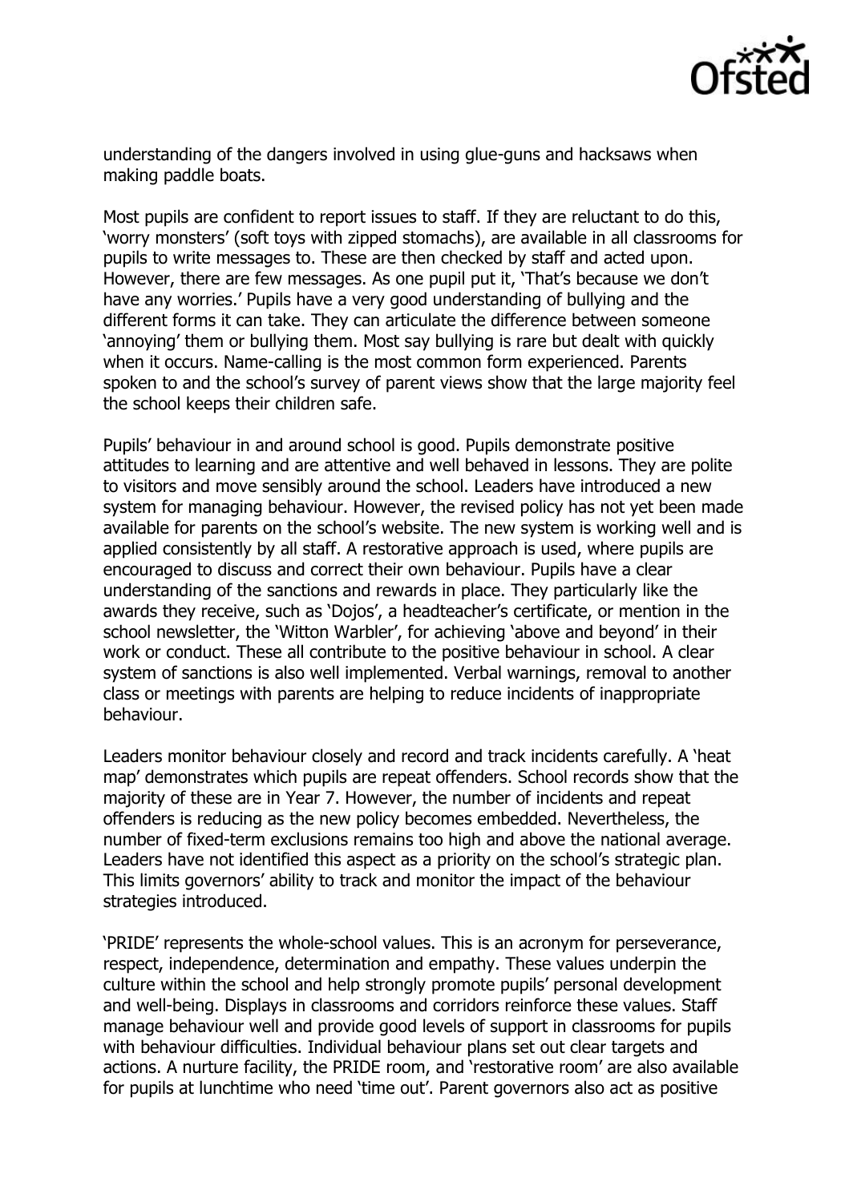understanding of the dangers involved in using glue-guns and hacksaws when making paddle boats.

Most pupils are confident to report issues to staff. If they are reluctant to do this, 'worry monsters' (soft toys with zipped stomachs), are available in all classrooms for pupils to write messages to. These are then checked by staff and acted upon. However, there are few messages. As one pupil put it, 'That's because we don't have any worries.' Pupils have a very good understanding of bullying and the different forms it can take. They can articulate the difference between someone 'annoying' them or bullying them. Most say bullying is rare but dealt with quickly when it occurs. Name-calling is the most common form experienced. Parents spoken to and the school's survey of parent views show that the large majority feel the school keeps their children safe.

Pupils' behaviour in and around school is good. Pupils demonstrate positive attitudes to learning and are attentive and well behaved in lessons. They are polite to visitors and move sensibly around the school. Leaders have introduced a new system for managing behaviour. However, the revised policy has not yet been made available for parents on the school's website. The new system is working well and is applied consistently by all staff. A restorative approach is used, where pupils are encouraged to discuss and correct their own behaviour. Pupils have a clear understanding of the sanctions and rewards in place. They particularly like the awards they receive, such as 'Dojos', a headteacher's certificate, or mention in the school newsletter, the 'Witton Warbler', for achieving 'above and beyond' in their work or conduct. These all contribute to the positive behaviour in school. A clear system of sanctions is also well implemented. Verbal warnings, removal to another class or meetings with parents are helping to reduce incidents of inappropriate behaviour.

Leaders monitor behaviour closely and record and track incidents carefully. A 'heat map' demonstrates which pupils are repeat offenders. School records show that the majority of these are in Year 7. However, the number of incidents and repeat offenders is reducing as the new policy becomes embedded. Nevertheless, the number of fixed-term exclusions remains too high and above the national average. Leaders have not identified this aspect as a priority on the school's strategic plan. This limits governors' ability to track and monitor the impact of the behaviour strategies introduced.

'PRIDE' represents the whole-school values. This is an acronym for perseverance, respect, independence, determination and empathy. These values underpin the culture within the school and help strongly promote pupils' personal development and well-being. Displays in classrooms and corridors reinforce these values. Staff manage behaviour well and provide good levels of support in classrooms for pupils with behaviour difficulties. Individual behaviour plans set out clear targets and actions. A nurture facility, the PRIDE room, and 'restorative room' are also available for pupils at lunchtime who need 'time out'. Parent governors also act as positive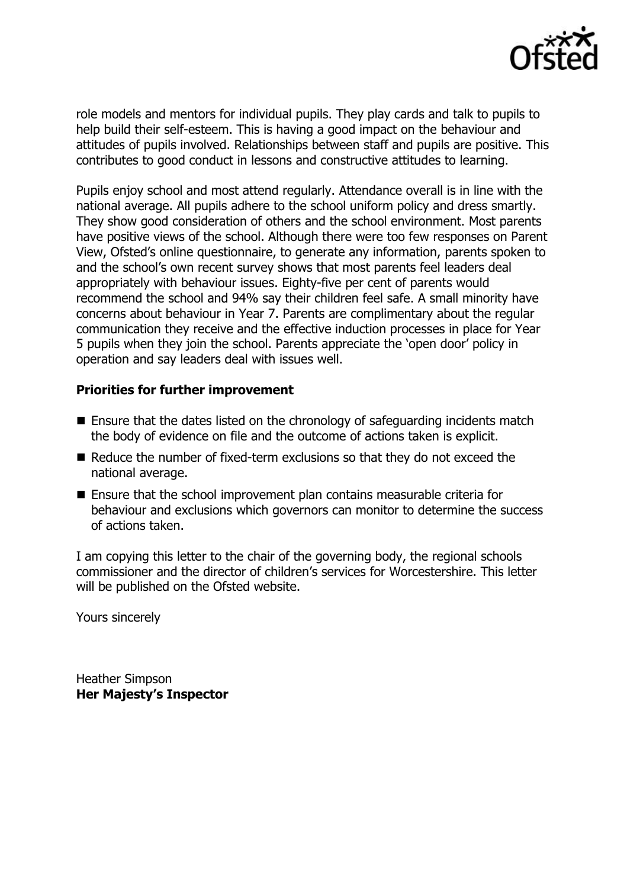role models and mentors for individual pupils. They play cards and talk to pupils to help build their self-esteem. This is having a good impact on the behaviour and attitudes of pupils involved. Relationships between staff and pupils are positive. This contributes to good conduct in lessons and constructive attitudes to learning.

Pupils enjoy school and most attend regularly. Attendance overall is in line with the national average. All pupils adhere to the school uniform policy and dress smartly. They show good consideration of others and the school environment. Most parents have positive views of the school. Although there were too few responses on Parent View, Ofsted's online questionnaire, to generate any information, parents spoken to and the school's own recent survey shows that most parents feel leaders deal appropriately with behaviour issues. Eighty-five per cent of parents would recommend the school and 94% say their children feel safe. A small minority have concerns about behaviour in Year 7. Parents are complimentary about the regular communication they receive and the effective induction processes in place for Year 5 pupils when they join the school. Parents appreciate the 'open door' policy in operation and say leaders deal with issues well.

**Priorities for further improvement**

- Ensure that the dates listed on the chronology of safeguarding incidents match the body of evidence on file and the outcome of actions taken is explicit.
- Reduce the number of fixed-term exclusions so that they do not exceed the national average.
- Ensure that the school improvement plan contains measurable criteria for behaviour and exclusions which governors can monitor to determine the success of actions taken.

I am copying this letter to the chair of the governing body, the regional schools commissioner and the director of children's services for Worcestershire. This letter will be published on the Ofsted website.

Yours sincerely

Heather Simpson
**Her Majesty's Inspector**